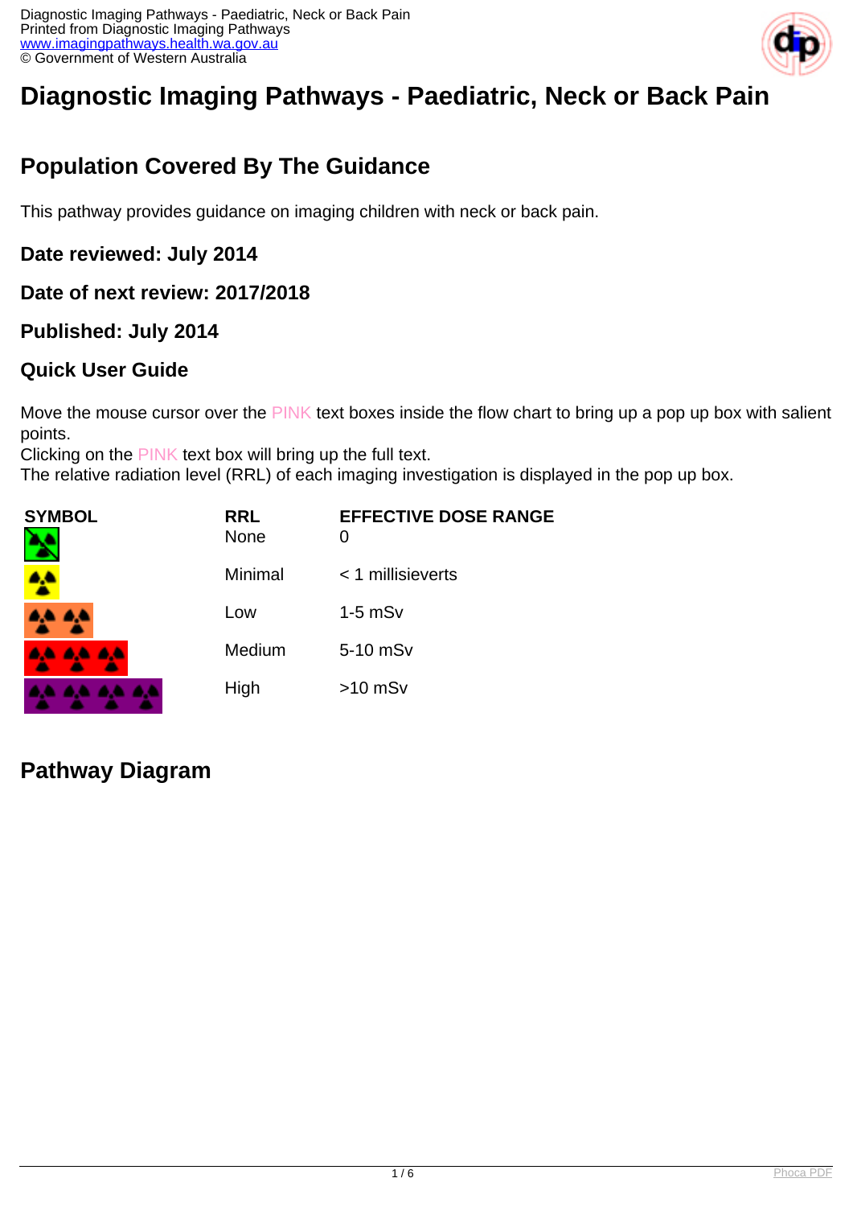# Diagnostic Imaging Pathways - Paediatric, Neck or Back Pain

## Population Covered By The Guidance

This pathway provides guidance on imaging children with neck or back pain.

### Date reviewed: July 2014

### Date of next review: 2017/2018

### Published: July 2014

### Quick User Guide

Move the mouse cursor over the PINK text boxes inside the flow chart to bring up a pop up box with salient points.
Clicking on the PINK text box will bring up the full text.
The relative radiation level (RRL) of each imaging investigation is displayed in the pop up box.

| SYMBOL | RRL | EFFECTIVE DOSE RANGE |
|---|---|---|
| | None | 0 |
| | Minimal | < 1 millisieverts |
| | Low | 1-5 mSv |
| | Medium | 5-10 mSv |
| | High | >10 mSv |

## Pathway Diagram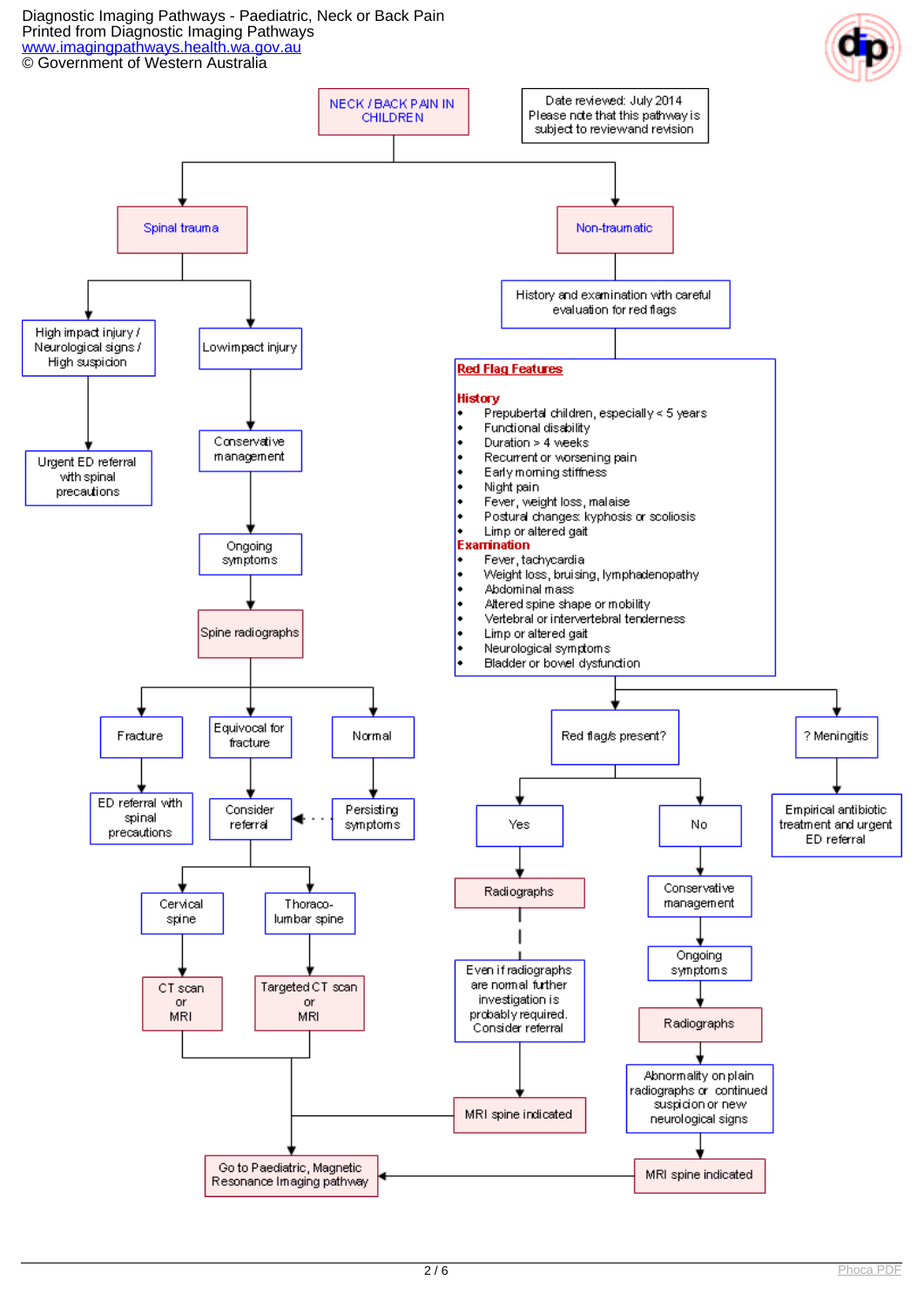# Diagnostic Imaging Pathways - Paediatric, Neck or Back Pain

Printed from Diagnostic Imaging Pathways
www.imagingpathways.health.wa.gov.au
© Government of Western Australia

## NECK / BACK PAIN IN CHILDREN

Date reviewed: July 2014
Please note that this pathway is subject to review and revision

### Spinal trauma

- **High impact injury / Neurological signs / High suspicion** → Urgent ED referral with spinal precautions
- **Low impact injury** → Conservative management → Ongoing symptoms → Spine radiographs
  - Fracture → ED referral with spinal precautions
  - Equivocal for fracture → Consider referral
  - Normal → Persisting symptoms → Consider referral
  - Consider referral:
    - Cervical spine → CT scan or MRI → Go to Paediatric, Magnetic Resonance Imaging pathway
    - Thoraco-lumbar spine → Targeted CT scan or MRI → Go to Paediatric, Magnetic Resonance Imaging pathway

### Non-traumatic

History and examination with careful evaluation for red flags

**Red Flag Features**

**History**

- Prepubertal children, especially < 5 years
- Functional disability
- Duration > 4 weeks
- Recurrent or worsening pain
- Early morning stiffness
- Night pain
- Fever, weight loss, malaise
- Postural changes: kyphosis or scoliosis
- Limp or altered gait

**Examination**

- Fever, tachycardia
- Weight loss, bruising, lymphadenopathy
- Abdominal mass
- Altered spine shape or mobility
- Vertebral or intervertebral tenderness
- Limp or altered gait
- Neurological symptoms
- Bladder or bowel dysfunction

**Red flag/s present?**

- Yes → Radiographs → Even if radiographs are normal further investigation is probably required. Consider referral → MRI spine indicated → Go to Paediatric, Magnetic Resonance Imaging pathway
- No → Conservative management → Ongoing symptoms → Radiographs → Abnormality on plain radiographs or continued suspicion or new neurological signs → MRI spine indicated → Go to Paediatric, Magnetic Resonance Imaging pathway

**? Meningitis** → Empirical antibiotic treatment and urgent ED referral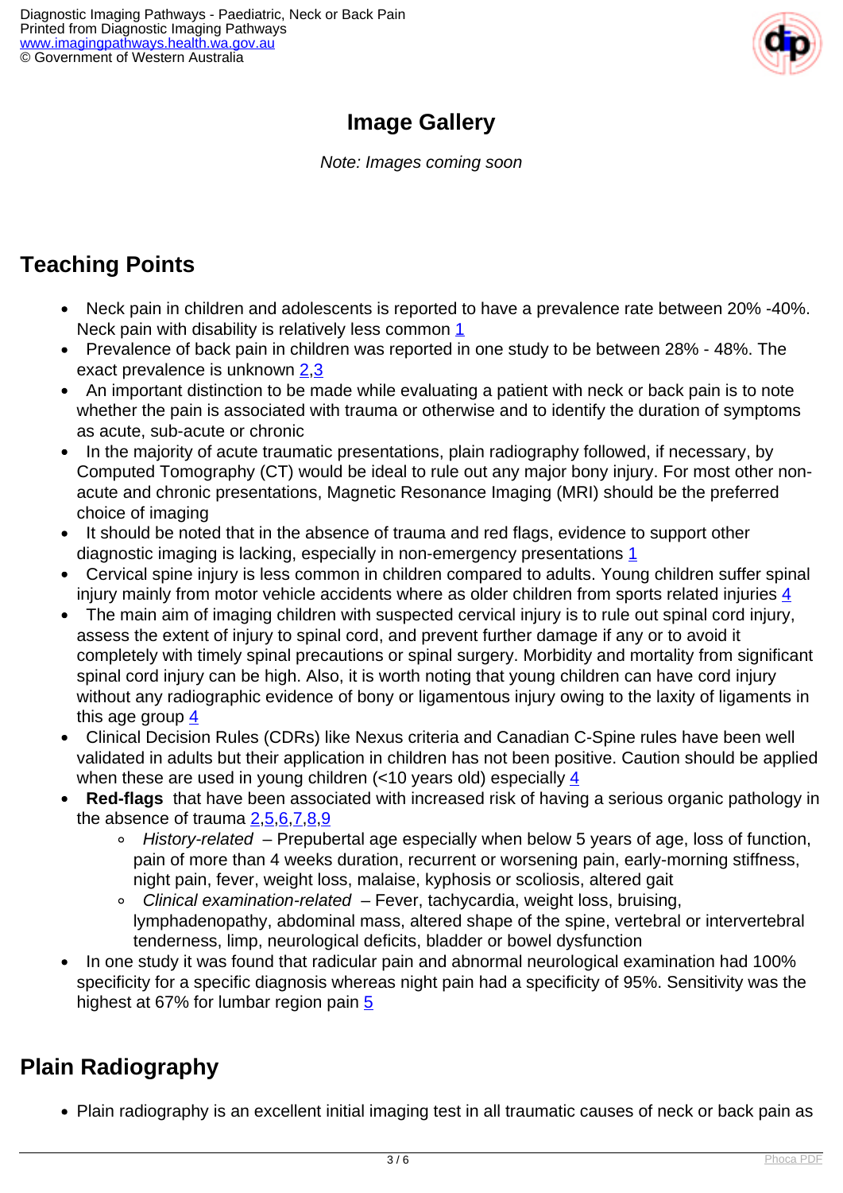## Image Gallery

*Note: Images coming soon*

## Teaching Points

- Neck pain in children and adolescents is reported to have a prevalence rate between 20% -40%. Neck pain with disability is relatively less common [1]
- Prevalence of back pain in children was reported in one study to be between 28% - 48%. The exact prevalence is unknown [2,3]
- An important distinction to be made while evaluating a patient with neck or back pain is to note whether the pain is associated with trauma or otherwise and to identify the duration of symptoms as acute, sub-acute or chronic
- In the majority of acute traumatic presentations, plain radiography followed, if necessary, by Computed Tomography (CT) would be ideal to rule out any major bony injury. For most other non-acute and chronic presentations, Magnetic Resonance Imaging (MRI) should be the preferred choice of imaging
- It should be noted that in the absence of trauma and red flags, evidence to support other diagnostic imaging is lacking, especially in non-emergency presentations [1]
- Cervical spine injury is less common in children compared to adults. Young children suffer spinal injury mainly from motor vehicle accidents where as older children from sports related injuries [4]
- The main aim of imaging children with suspected cervical injury is to rule out spinal cord injury, assess the extent of injury to spinal cord, and prevent further damage if any or to avoid it completely with timely spinal precautions or spinal surgery. Morbidity and mortality from significant spinal cord injury can be high. Also, it is worth noting that young children can have cord injury without any radiographic evidence of bony or ligamentous injury owing to the laxity of ligaments in this age group [4]
- Clinical Decision Rules (CDRs) like Nexus criteria and Canadian C-Spine rules have been well validated in adults but their application in children has not been positive. Caution should be applied when these are used in young children (<10 years old) especially [4]
- **Red-flags** that have been associated with increased risk of having a serious organic pathology in the absence of trauma [2,5,6,7,8,9]
  - *History-related* – Prepubertal age especially when below 5 years of age, loss of function, pain of more than 4 weeks duration, recurrent or worsening pain, early-morning stiffness, night pain, fever, weight loss, malaise, kyphosis or scoliosis, altered gait
  - *Clinical examination-related* – Fever, tachycardia, weight loss, bruising, lymphadenopathy, abdominal mass, altered shape of the spine, vertebral or intervertebral tenderness, limp, neurological deficits, bladder or bowel dysfunction
- In one study it was found that radicular pain and abnormal neurological examination had 100% specificity for a specific diagnosis whereas night pain had a specificity of 95%. Sensitivity was the highest at 67% for lumbar region pain [5]

## Plain Radiography

- Plain radiography is an excellent initial imaging test in all traumatic causes of neck or back pain as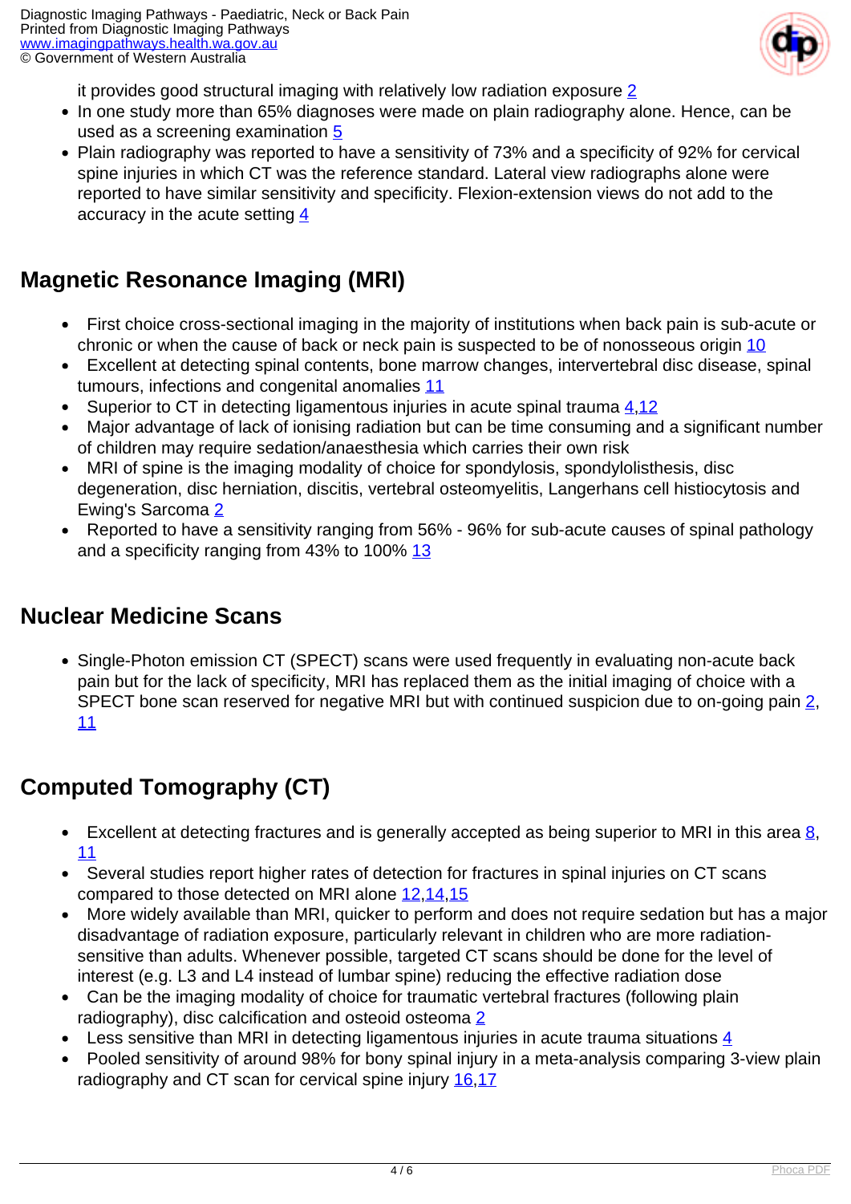it provides good structural imaging with relatively low radiation exposure 2

- In one study more than 65% diagnoses were made on plain radiography alone. Hence, can be used as a screening examination 5
- Plain radiography was reported to have a sensitivity of 73% and a specificity of 92% for cervical spine injuries in which CT was the reference standard. Lateral view radiographs alone were reported to have similar sensitivity and specificity. Flexion-extension views do not add to the accuracy in the acute setting 4

## Magnetic Resonance Imaging (MRI)

- First choice cross-sectional imaging in the majority of institutions when back pain is sub-acute or chronic or when the cause of back or neck pain is suspected to be of nonosseous origin 10
- Excellent at detecting spinal contents, bone marrow changes, intervertebral disc disease, spinal tumours, infections and congenital anomalies 11
- Superior to CT in detecting ligamentous injuries in acute spinal trauma 4,12
- Major advantage of lack of ionising radiation but can be time consuming and a significant number of children may require sedation/anaesthesia which carries their own risk
- MRI of spine is the imaging modality of choice for spondylosis, spondylolisthesis, disc degeneration, disc herniation, discitis, vertebral osteomyelitis, Langerhans cell histiocytosis and Ewing's Sarcoma 2
- Reported to have a sensitivity ranging from 56% - 96% for sub-acute causes of spinal pathology and a specificity ranging from 43% to 100% 13

## Nuclear Medicine Scans

- Single-Photon emission CT (SPECT) scans were used frequently in evaluating non-acute back pain but for the lack of specificity, MRI has replaced them as the initial imaging of choice with a SPECT bone scan reserved for negative MRI but with continued suspicion due to on-going pain 2, 11

## Computed Tomography (CT)

- Excellent at detecting fractures and is generally accepted as being superior to MRI in this area 8, 11
- Several studies report higher rates of detection for fractures in spinal injuries on CT scans compared to those detected on MRI alone 12,14,15
- More widely available than MRI, quicker to perform and does not require sedation but has a major disadvantage of radiation exposure, particularly relevant in children who are more radiation-sensitive than adults. Whenever possible, targeted CT scans should be done for the level of interest (e.g. L3 and L4 instead of lumbar spine) reducing the effective radiation dose
- Can be the imaging modality of choice for traumatic vertebral fractures (following plain radiography), disc calcification and osteoid osteoma 2
- Less sensitive than MRI in detecting ligamentous injuries in acute trauma situations 4
- Pooled sensitivity of around 98% for bony spinal injury in a meta-analysis comparing 3-view plain radiography and CT scan for cervical spine injury 16,17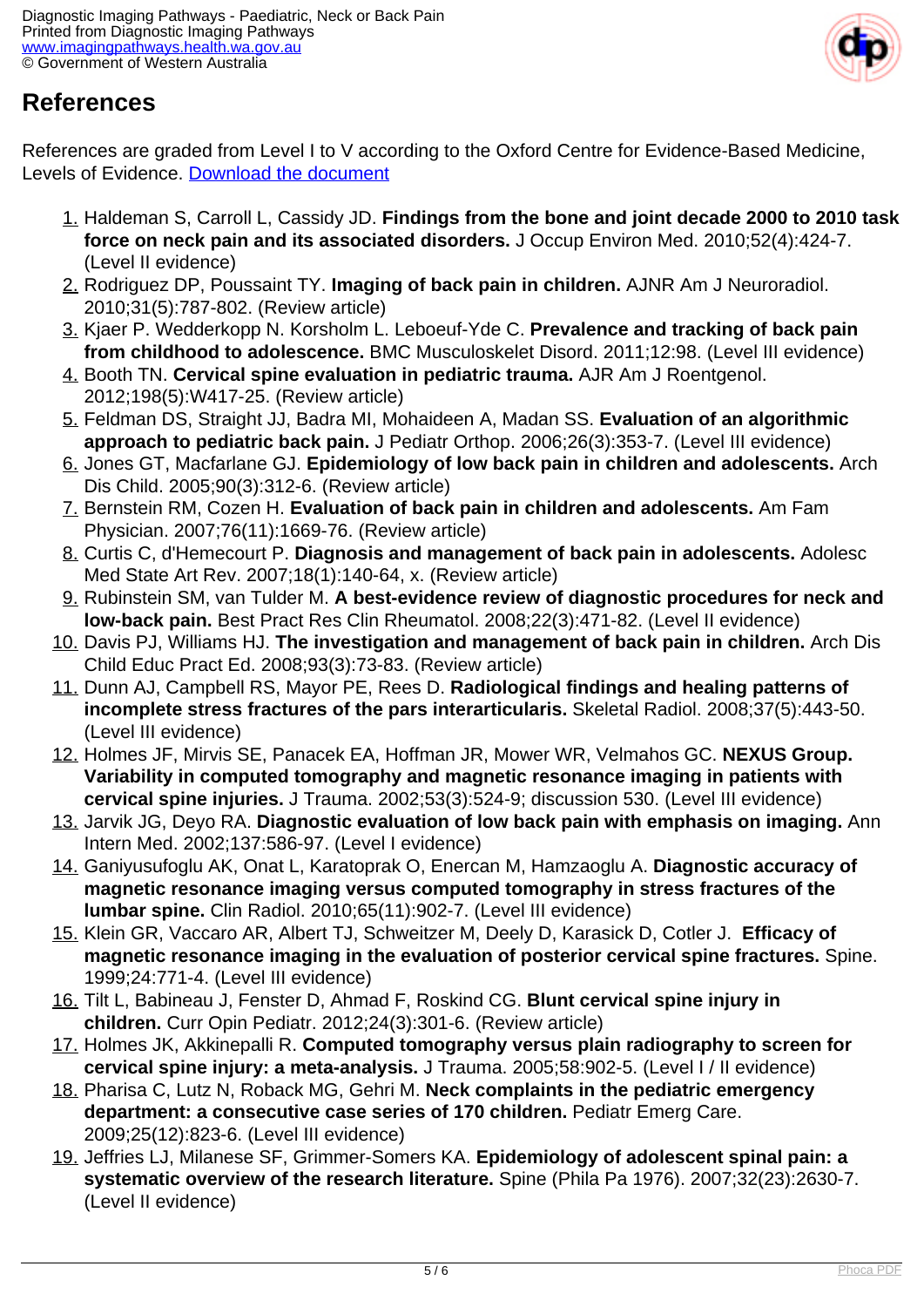## References

References are graded from Level I to V according to the Oxford Centre for Evidence-Based Medicine, Levels of Evidence. [Download the document](#)

1. Haldeman S, Carroll L, Cassidy JD. **Findings from the bone and joint decade 2000 to 2010 task force on neck pain and its associated disorders.** J Occup Environ Med. 2010;52(4):424-7. (Level II evidence)
2. Rodriguez DP, Poussaint TY. **Imaging of back pain in children.** AJNR Am J Neuroradiol. 2010;31(5):787-802. (Review article)
3. Kjaer P. Wedderkopp N. Korsholm L. Leboeuf-Yde C. **Prevalence and tracking of back pain from childhood to adolescence.** BMC Musculoskelet Disord. 2011;12:98. (Level III evidence)
4. Booth TN. **Cervical spine evaluation in pediatric trauma.** AJR Am J Roentgenol. 2012;198(5):W417-25. (Review article)
5. Feldman DS, Straight JJ, Badra MI, Mohaideen A, Madan SS. **Evaluation of an algorithmic approach to pediatric back pain.** J Pediatr Orthop. 2006;26(3):353-7. (Level III evidence)
6. Jones GT, Macfarlane GJ. **Epidemiology of low back pain in children and adolescents.** Arch Dis Child. 2005;90(3):312-6. (Review article)
7. Bernstein RM, Cozen H. **Evaluation of back pain in children and adolescents.** Am Fam Physician. 2007;76(11):1669-76. (Review article)
8. Curtis C, d'Hemecourt P. **Diagnosis and management of back pain in adolescents.** Adolesc Med State Art Rev. 2007;18(1):140-64, x. (Review article)
9. Rubinstein SM, van Tulder M. **A best-evidence review of diagnostic procedures for neck and low-back pain.** Best Pract Res Clin Rheumatol. 2008;22(3):471-82. (Level II evidence)
10. Davis PJ, Williams HJ. **The investigation and management of back pain in children.** Arch Dis Child Educ Pract Ed. 2008;93(3):73-83. (Review article)
11. Dunn AJ, Campbell RS, Mayor PE, Rees D. **Radiological findings and healing patterns of incomplete stress fractures of the pars interarticularis.** Skeletal Radiol. 2008;37(5):443-50. (Level III evidence)
12. Holmes JF, Mirvis SE, Panacek EA, Hoffman JR, Mower WR, Velmahos GC. **NEXUS Group. Variability in computed tomography and magnetic resonance imaging in patients with cervical spine injuries.** J Trauma. 2002;53(3):524-9; discussion 530. (Level III evidence)
13. Jarvik JG, Deyo RA. **Diagnostic evaluation of low back pain with emphasis on imaging.** Ann Intern Med. 2002;137:586-97. (Level I evidence)
14. Ganiyusufoglu AK, Onat L, Karatoprak O, Enercan M, Hamzaoglu A. **Diagnostic accuracy of magnetic resonance imaging versus computed tomography in stress fractures of the lumbar spine.** Clin Radiol. 2010;65(11):902-7. (Level III evidence)
15. Klein GR, Vaccaro AR, Albert TJ, Schweitzer M, Deely D, Karasick D, Cotler J. **Efficacy of magnetic resonance imaging in the evaluation of posterior cervical spine fractures.** Spine. 1999;24:771-4. (Level III evidence)
16. Tilt L, Babineau J, Fenster D, Ahmad F, Roskind CG. **Blunt cervical spine injury in children.** Curr Opin Pediatr. 2012;24(3):301-6. (Review article)
17. Holmes JK, Akkinepalli R. **Computed tomography versus plain radiography to screen for cervical spine injury: a meta-analysis.** J Trauma. 2005;58:902-5. (Level I / II evidence)
18. Pharisa C, Lutz N, Roback MG, Gehri M. **Neck complaints in the pediatric emergency department: a consecutive case series of 170 children.** Pediatr Emerg Care. 2009;25(12):823-6. (Level III evidence)
19. Jeffries LJ, Milanese SF, Grimmer-Somers KA. **Epidemiology of adolescent spinal pain: a systematic overview of the research literature.** Spine (Phila Pa 1976). 2007;32(23):2630-7. (Level II evidence)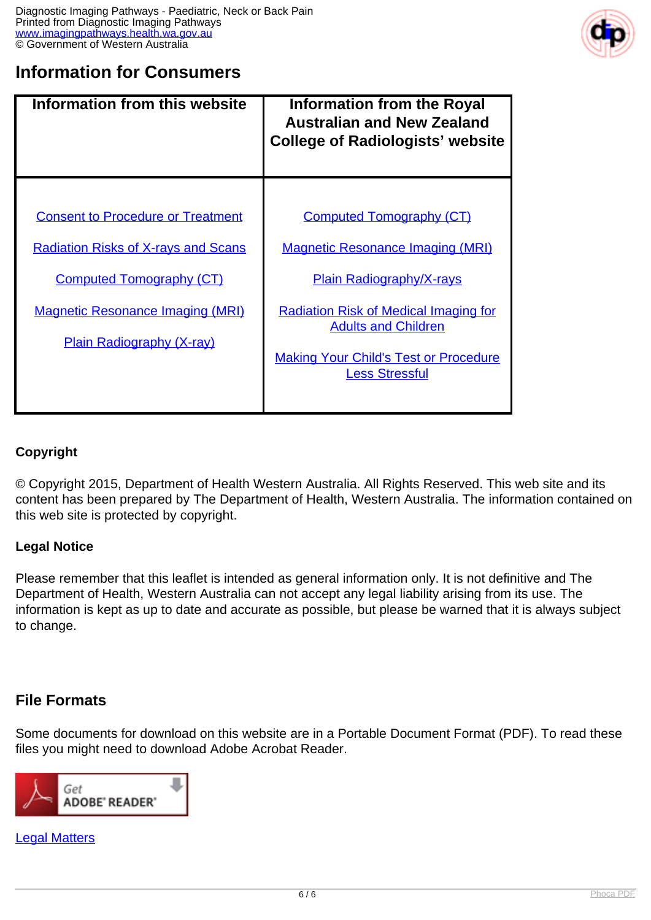## Information for Consumers

| Information from this website | Information from the Royal Australian and New Zealand College of Radiologists' website |
|---|---|
| Consent to Procedure or Treatment<br><br>Radiation Risks of X-rays and Scans<br><br>Computed Tomography (CT)<br><br>Magnetic Resonance Imaging (MRI)<br><br>Plain Radiography (X-ray) | Computed Tomography (CT)<br><br>Magnetic Resonance Imaging (MRI)<br><br>Plain Radiography/X-rays<br><br>Radiation Risk of Medical Imaging for Adults and Children<br><br>Making Your Child's Test or Procedure Less Stressful |

**Copyright**

© Copyright 2015, Department of Health Western Australia. All Rights Reserved. This web site and its content has been prepared by The Department of Health, Western Australia. The information contained on this web site is protected by copyright.

**Legal Notice**

Please remember that this leaflet is intended as general information only. It is not definitive and The Department of Health, Western Australia can not accept any legal liability arising from its use. The information is kept as up to date and accurate as possible, but please be warned that it is always subject to change.

## File Formats

Some documents for download on this website are in a Portable Document Format (PDF). To read these files you might need to download Adobe Acrobat Reader.

Get ADOBE® READER®

Legal Matters